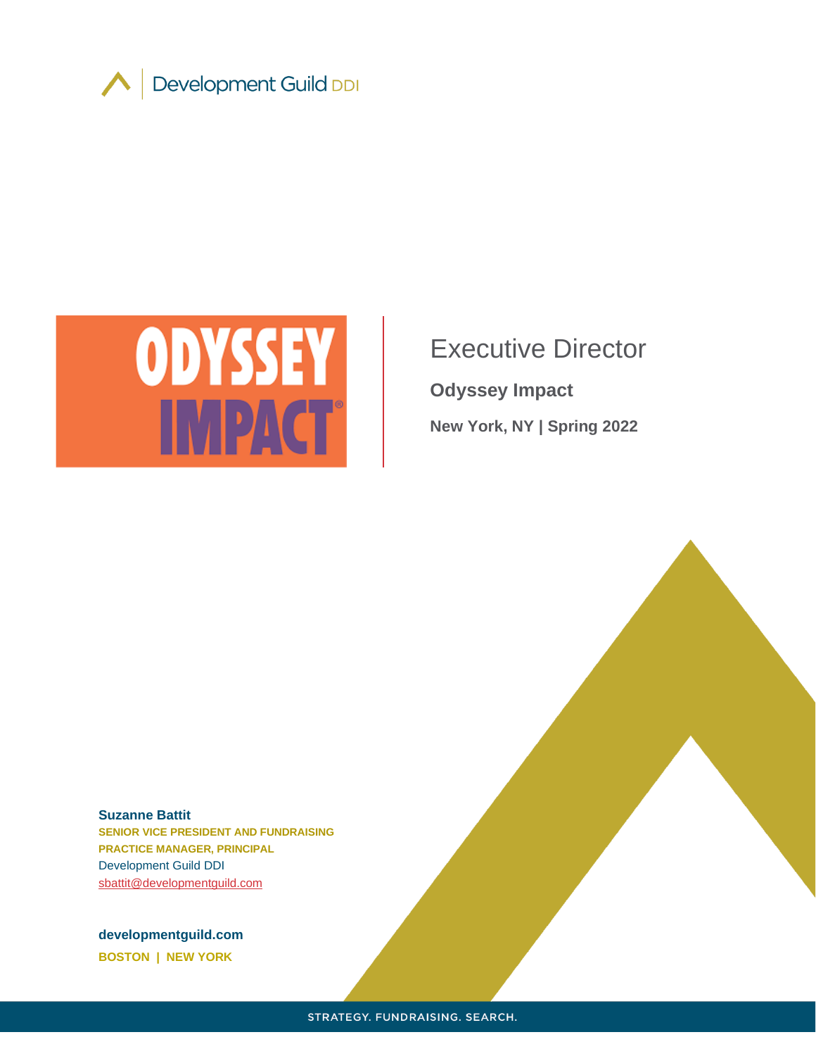Development Guild DDI

ODYSSEY IMPACT®

# Executive Director

## Odyssey Impact

**New York, NY | Spring 2022**

**Suzanne Battit**
**SENIOR VICE PRESIDENT AND FUNDRAISING PRACTICE MANAGER, PRINCIPAL**
Development Guild DDI
sbattit@developmentguild.com

**developmentguild.com**
**BOSTON | NEW YORK**

STRATEGY. FUNDRAISING. SEARCH.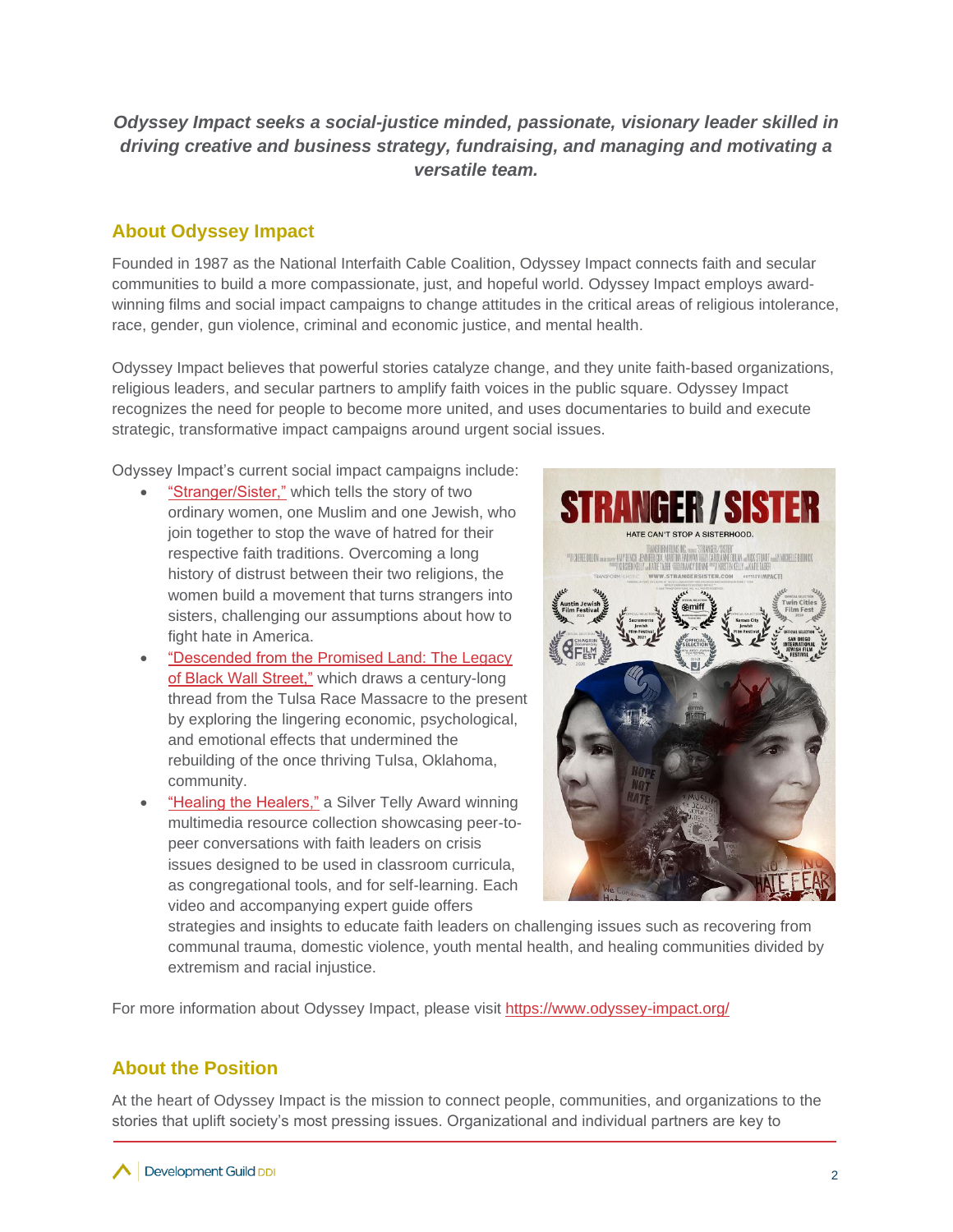***Odyssey Impact seeks a social-justice minded, passionate, visionary leader skilled in driving creative and business strategy, fundraising, and managing and motivating a versatile team.***

## About Odyssey Impact

Founded in 1987 as the National Interfaith Cable Coalition, Odyssey Impact connects faith and secular communities to build a more compassionate, just, and hopeful world. Odyssey Impact employs award-winning films and social impact campaigns to change attitudes in the critical areas of religious intolerance, race, gender, gun violence, criminal and economic justice, and mental health.

Odyssey Impact believes that powerful stories catalyze change, and they unite faith-based organizations, religious leaders, and secular partners to amplify faith voices in the public square. Odyssey Impact recognizes the need for people to become more united, and uses documentaries to build and execute strategic, transformative impact campaigns around urgent social issues.

Odyssey Impact's current social impact campaigns include:

- "Stranger/Sister," which tells the story of two ordinary women, one Muslim and one Jewish, who join together to stop the wave of hatred for their respective faith traditions. Overcoming a long history of distrust between their two religions, the women build a movement that turns strangers into sisters, challenging our assumptions about how to fight hate in America.
- "Descended from the Promised Land: The Legacy of Black Wall Street," which draws a century-long thread from the Tulsa Race Massacre to the present by exploring the lingering economic, psychological, and emotional effects that undermined the rebuilding of the once thriving Tulsa, Oklahoma, community.
- "Healing the Healers," a Silver Telly Award winning multimedia resource collection showcasing peer-to-peer conversations with faith leaders on crisis issues designed to be used in classroom curricula, as congregational tools, and for self-learning. Each video and accompanying expert guide offers strategies and insights to educate faith leaders on challenging issues such as recovering from communal trauma, domestic violence, youth mental health, and healing communities divided by extremism and racial injustice.

For more information about Odyssey Impact, please visit https://www.odyssey-impact.org/

## About the Position

At the heart of Odyssey Impact is the mission to connect people, communities, and organizations to the stories that uplift society's most pressing issues. Organizational and individual partners are key to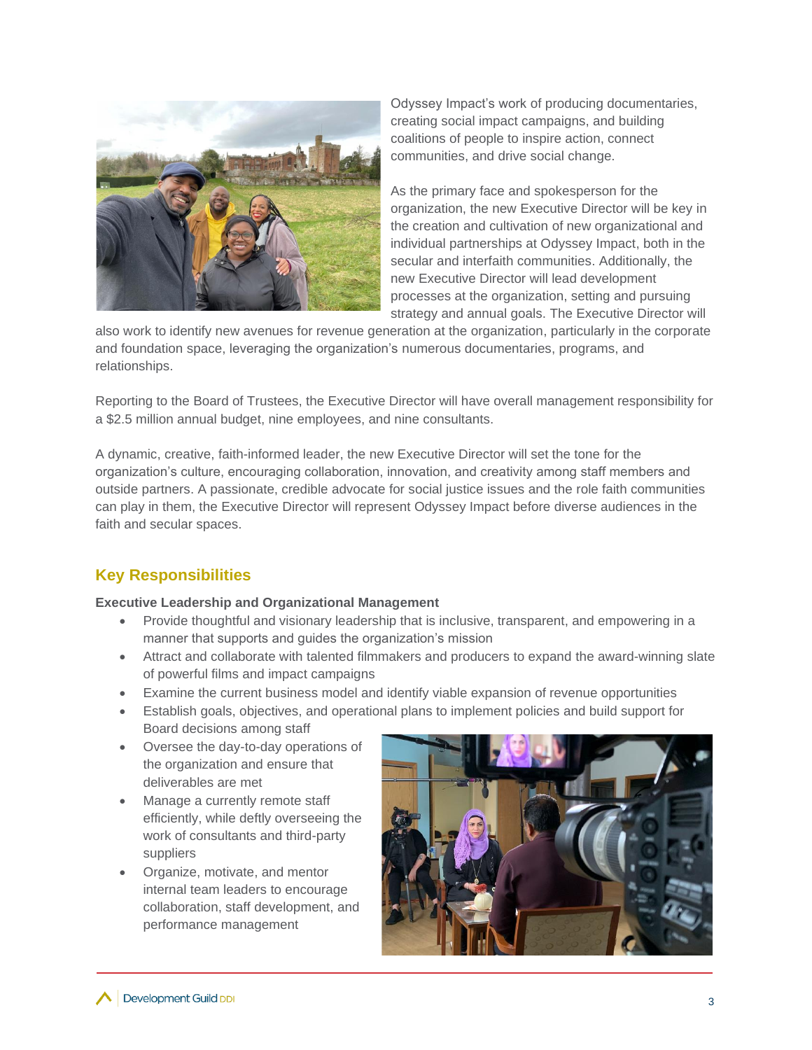Odyssey Impact's work of producing documentaries, creating social impact campaigns, and building coalitions of people to inspire action, connect communities, and drive social change.

As the primary face and spokesperson for the organization, the new Executive Director will be key in the creation and cultivation of new organizational and individual partnerships at Odyssey Impact, both in the secular and interfaith communities. Additionally, the new Executive Director will lead development processes at the organization, setting and pursuing strategy and annual goals. The Executive Director will also work to identify new avenues for revenue generation at the organization, particularly in the corporate and foundation space, leveraging the organization's numerous documentaries, programs, and relationships.

Reporting to the Board of Trustees, the Executive Director will have overall management responsibility for a $2.5 million annual budget, nine employees, and nine consultants.

A dynamic, creative, faith-informed leader, the new Executive Director will set the tone for the organization's culture, encouraging collaboration, innovation, and creativity among staff members and outside partners. A passionate, credible advocate for social justice issues and the role faith communities can play in them, the Executive Director will represent Odyssey Impact before diverse audiences in the faith and secular spaces.

## Key Responsibilities

**Executive Leadership and Organizational Management**

- Provide thoughtful and visionary leadership that is inclusive, transparent, and empowering in a manner that supports and guides the organization's mission
- Attract and collaborate with talented filmmakers and producers to expand the award-winning slate of powerful films and impact campaigns
- Examine the current business model and identify viable expansion of revenue opportunities
- Establish goals, objectives, and operational plans to implement policies and build support for Board decisions among staff
- Oversee the day-to-day operations of the organization and ensure that deliverables are met
- Manage a currently remote staff efficiently, while deftly overseeing the work of consultants and third-party suppliers
- Organize, motivate, and mentor internal team leaders to encourage collaboration, staff development, and performance management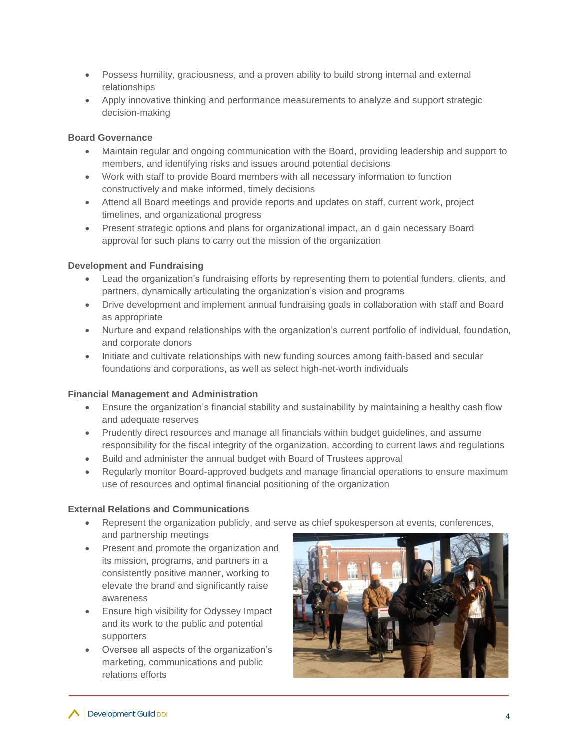- Possess humility, graciousness, and a proven ability to build strong internal and external relationships
- Apply innovative thinking and performance measurements to analyze and support strategic decision-making

**Board Governance**

- Maintain regular and ongoing communication with the Board, providing leadership and support to members, and identifying risks and issues around potential decisions
- Work with staff to provide Board members with all necessary information to function constructively and make informed, timely decisions
- Attend all Board meetings and provide reports and updates on staff, current work, project timelines, and organizational progress
- Present strategic options and plans for organizational impact, an d gain necessary Board approval for such plans to carry out the mission of the organization

**Development and Fundraising**

- Lead the organization's fundraising efforts by representing them to potential funders, clients, and partners, dynamically articulating the organization's vision and programs
- Drive development and implement annual fundraising goals in collaboration with staff and Board as appropriate
- Nurture and expand relationships with the organization's current portfolio of individual, foundation, and corporate donors
- Initiate and cultivate relationships with new funding sources among faith-based and secular foundations and corporations, as well as select high-net-worth individuals

**Financial Management and Administration**

- Ensure the organization's financial stability and sustainability by maintaining a healthy cash flow and adequate reserves
- Prudently direct resources and manage all financials within budget guidelines, and assume responsibility for the fiscal integrity of the organization, according to current laws and regulations
- Build and administer the annual budget with Board of Trustees approval
- Regularly monitor Board-approved budgets and manage financial operations to ensure maximum use of resources and optimal financial positioning of the organization

**External Relations and Communications**

- Represent the organization publicly, and serve as chief spokesperson at events, conferences, and partnership meetings
- Present and promote the organization and its mission, programs, and partners in a consistently positive manner, working to elevate the brand and significantly raise awareness
- Ensure high visibility for Odyssey Impact and its work to the public and potential supporters
- Oversee all aspects of the organization's marketing, communications and public relations efforts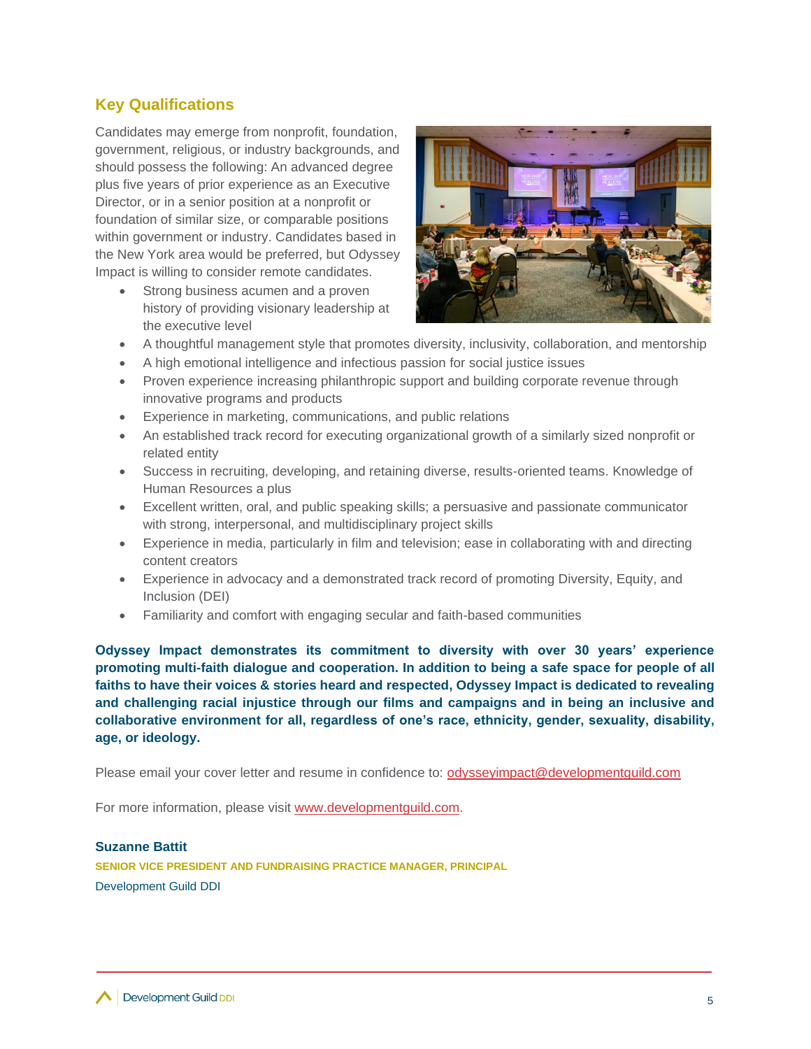## Key Qualifications

Candidates may emerge from nonprofit, foundation, government, religious, or industry backgrounds, and should possess the following: An advanced degree plus five years of prior experience as an Executive Director, or in a senior position at a nonprofit or foundation of similar size, or comparable positions within government or industry. Candidates based in the New York area would be preferred, but Odyssey Impact is willing to consider remote candidates.

- Strong business acumen and a proven history of providing visionary leadership at the executive level
- A thoughtful management style that promotes diversity, inclusivity, collaboration, and mentorship
- A high emotional intelligence and infectious passion for social justice issues
- Proven experience increasing philanthropic support and building corporate revenue through innovative programs and products
- Experience in marketing, communications, and public relations
- An established track record for executing organizational growth of a similarly sized nonprofit or related entity
- Success in recruiting, developing, and retaining diverse, results-oriented teams. Knowledge of Human Resources a plus
- Excellent written, oral, and public speaking skills; a persuasive and passionate communicator with strong, interpersonal, and multidisciplinary project skills
- Experience in media, particularly in film and television; ease in collaborating with and directing content creators
- Experience in advocacy and a demonstrated track record of promoting Diversity, Equity, and Inclusion (DEI)
- Familiarity and comfort with engaging secular and faith-based communities

**Odyssey Impact demonstrates its commitment to diversity with over 30 years' experience promoting multi-faith dialogue and cooperation. In addition to being a safe space for people of all faiths to have their voices & stories heard and respected, Odyssey Impact is dedicated to revealing and challenging racial injustice through our films and campaigns and in being an inclusive and collaborative environment for all, regardless of one's race, ethnicity, gender, sexuality, disability, age, or ideology.**

Please email your cover letter and resume in confidence to: odysseyimpact@developmentguild.com

For more information, please visit www.developmentguild.com.

**Suzanne Battit**

**SENIOR VICE PRESIDENT AND FUNDRAISING PRACTICE MANAGER, PRINCIPAL**

Development Guild DDI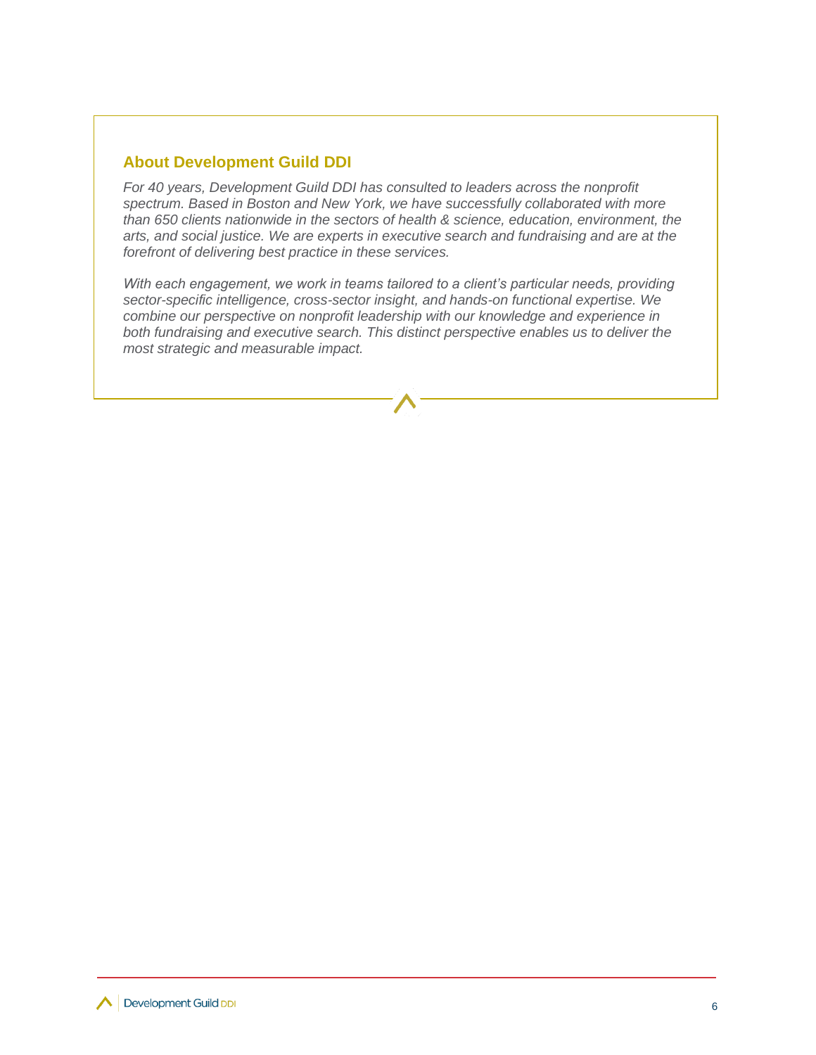## About Development Guild DDI

*For 40 years, Development Guild DDI has consulted to leaders across the nonprofit spectrum. Based in Boston and New York, we have successfully collaborated with more than 650 clients nationwide in the sectors of health & science, education, environment, the arts, and social justice. We are experts in executive search and fundraising and are at the forefront of delivering best practice in these services.*

*With each engagement, we work in teams tailored to a client's particular needs, providing sector-specific intelligence, cross-sector insight, and hands-on functional expertise. We combine our perspective on nonprofit leadership with our knowledge and experience in both fundraising and executive search. This distinct perspective enables us to deliver the most strategic and measurable impact.*